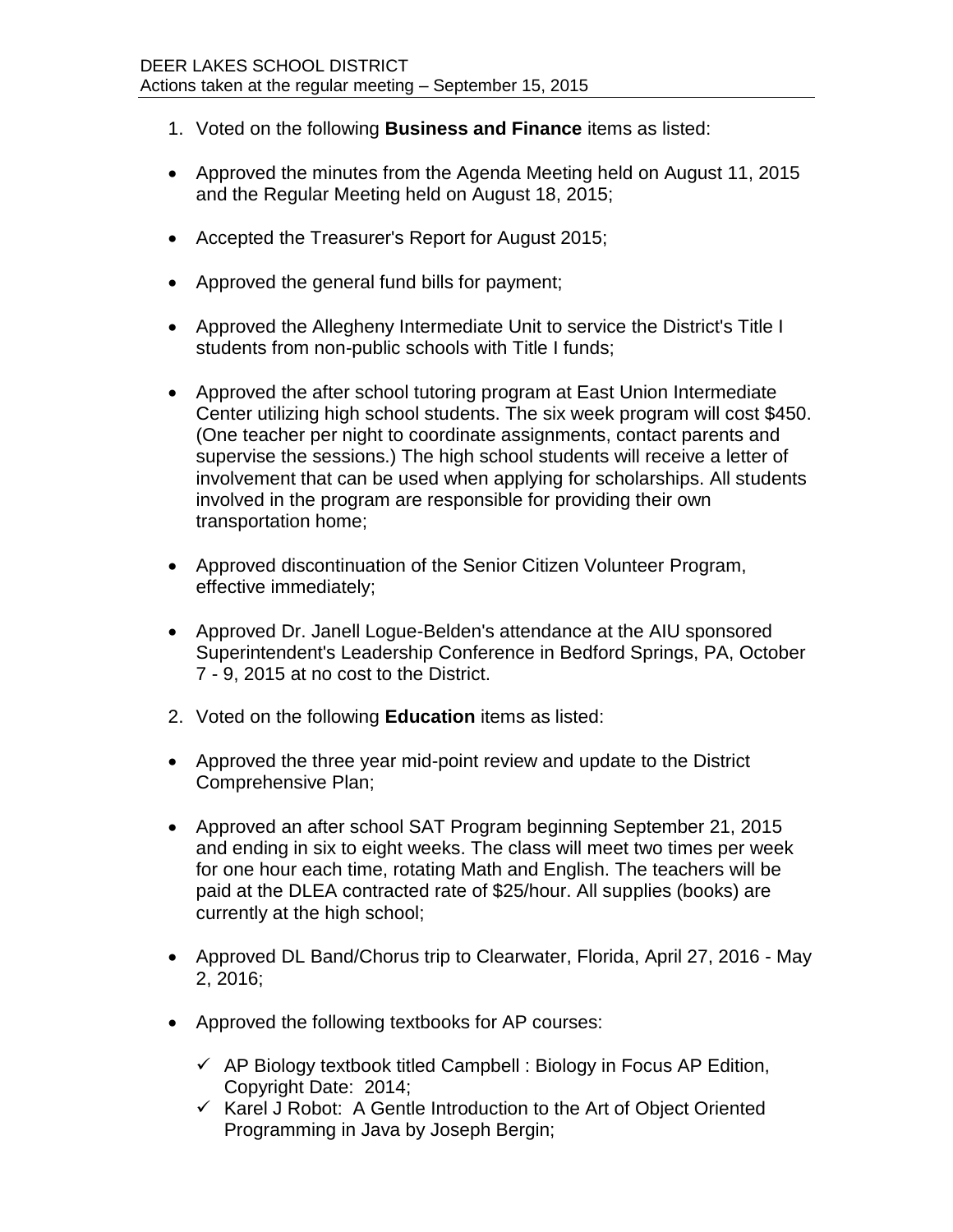DEER LAKES SCHOOL DISTRICT
Actions taken at the regular meeting – September 15, 2015

1. Voted on the following **Business and Finance** items as listed:

- Approved the minutes from the Agenda Meeting held on August 11, 2015 and the Regular Meeting held on August 18, 2015;
- Accepted the Treasurer's Report for August 2015;
- Approved the general fund bills for payment;
- Approved the Allegheny Intermediate Unit to service the District's Title I students from non-public schools with Title I funds;
- Approved the after school tutoring program at East Union Intermediate Center utilizing high school students. The six week program will cost $450. (One teacher per night to coordinate assignments, contact parents and supervise the sessions.) The high school students will receive a letter of involvement that can be used when applying for scholarships. All students involved in the program are responsible for providing their own transportation home;
- Approved discontinuation of the Senior Citizen Volunteer Program, effective immediately;
- Approved Dr. Janell Logue-Belden's attendance at the AIU sponsored Superintendent's Leadership Conference in Bedford Springs, PA, October 7 - 9, 2015 at no cost to the District.

2. Voted on the following **Education** items as listed:

- Approved the three year mid-point review and update to the District Comprehensive Plan;
- Approved an after school SAT Program beginning September 21, 2015 and ending in six to eight weeks. The class will meet two times per week for one hour each time, rotating Math and English. The teachers will be paid at the DLEA contracted rate of $25/hour. All supplies (books) are currently at the high school;
- Approved DL Band/Chorus trip to Clearwater, Florida, April 27, 2016 - May 2, 2016;
- Approved the following textbooks for AP courses:
  - ✓ AP Biology textbook titled Campbell : Biology in Focus AP Edition, Copyright Date: 2014;
  - ✓ Karel J Robot: A Gentle Introduction to the Art of Object Oriented Programming in Java by Joseph Bergin;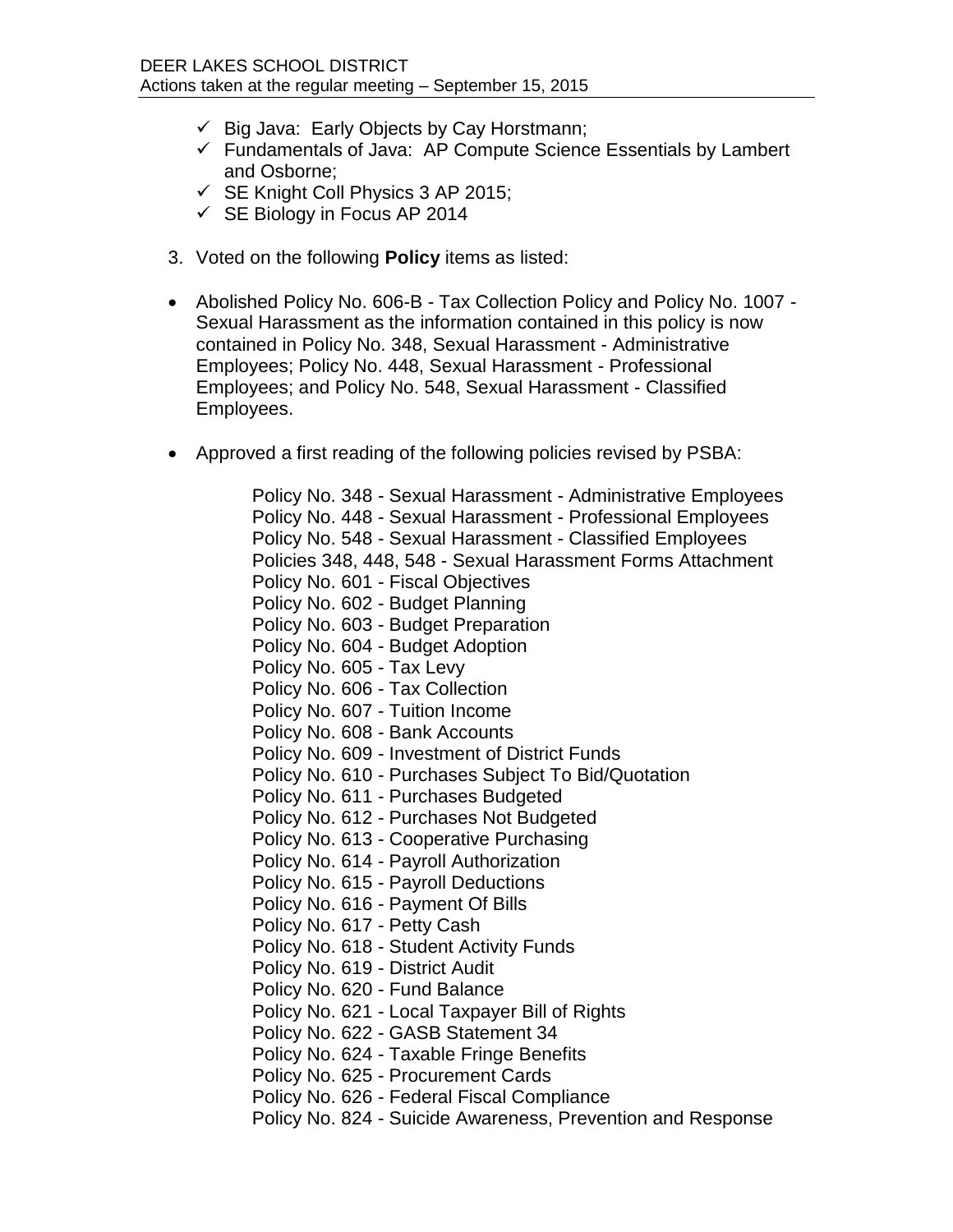- ✓ Big Java: Early Objects by Cay Horstmann;
- ✓ Fundamentals of Java: AP Compute Science Essentials by Lambert and Osborne;
- ✓ SE Knight Coll Physics 3 AP 2015;
- ✓ SE Biology in Focus AP 2014

3. Voted on the following **Policy** items as listed:

- Abolished Policy No. 606-B - Tax Collection Policy and Policy No. 1007 - Sexual Harassment as the information contained in this policy is now contained in Policy No. 348, Sexual Harassment - Administrative Employees; Policy No. 448, Sexual Harassment - Professional Employees; and Policy No. 548, Sexual Harassment - Classified Employees.

- Approved a first reading of the following policies revised by PSBA:

  Policy No. 348 - Sexual Harassment - Administrative Employees
  Policy No. 448 - Sexual Harassment - Professional Employees
  Policy No. 548 - Sexual Harassment - Classified Employees
  Policies 348, 448, 548 - Sexual Harassment Forms Attachment
  Policy No. 601 - Fiscal Objectives
  Policy No. 602 - Budget Planning
  Policy No. 603 - Budget Preparation
  Policy No. 604 - Budget Adoption
  Policy No. 605 - Tax Levy
  Policy No. 606 - Tax Collection
  Policy No. 607 - Tuition Income
  Policy No. 608 - Bank Accounts
  Policy No. 609 - Investment of District Funds
  Policy No. 610 - Purchases Subject To Bid/Quotation
  Policy No. 611 - Purchases Budgeted
  Policy No. 612 - Purchases Not Budgeted
  Policy No. 613 - Cooperative Purchasing
  Policy No. 614 - Payroll Authorization
  Policy No. 615 - Payroll Deductions
  Policy No. 616 - Payment Of Bills
  Policy No. 617 - Petty Cash
  Policy No. 618 - Student Activity Funds
  Policy No. 619 - District Audit
  Policy No. 620 - Fund Balance
  Policy No. 621 - Local Taxpayer Bill of Rights
  Policy No. 622 - GASB Statement 34
  Policy No. 624 - Taxable Fringe Benefits
  Policy No. 625 - Procurement Cards
  Policy No. 626 - Federal Fiscal Compliance
  Policy No. 824 - Suicide Awareness, Prevention and Response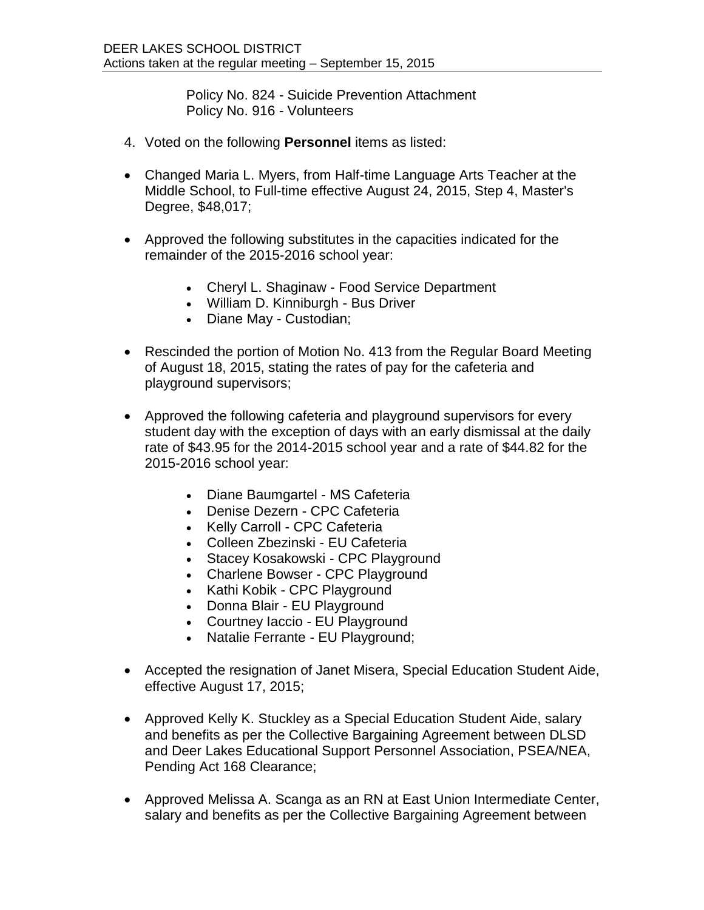Policy No. 824 - Suicide Prevention Attachment
Policy No. 916 - Volunteers

4. Voted on the following **Personnel** items as listed:

- Changed Maria L. Myers, from Half-time Language Arts Teacher at the Middle School, to Full-time effective August 24, 2015, Step 4, Master's Degree, $48,017;

- Approved the following substitutes in the capacities indicated for the remainder of the 2015-2016 school year:

    - Cheryl L. Shaginaw - Food Service Department
    - William D. Kinniburgh - Bus Driver
    - Diane May - Custodian;

- Rescinded the portion of Motion No. 413 from the Regular Board Meeting of August 18, 2015, stating the rates of pay for the cafeteria and playground supervisors;

- Approved the following cafeteria and playground supervisors for every student day with the exception of days with an early dismissal at the daily rate of $43.95 for the 2014-2015 school year and a rate of $44.82 for the 2015-2016 school year:

    - Diane Baumgartel - MS Cafeteria
    - Denise Dezern - CPC Cafeteria
    - Kelly Carroll - CPC Cafeteria
    - Colleen Zbezinski - EU Cafeteria
    - Stacey Kosakowski - CPC Playground
    - Charlene Bowser - CPC Playground
    - Kathi Kobik - CPC Playground
    - Donna Blair - EU Playground
    - Courtney Iaccio - EU Playground
    - Natalie Ferrante - EU Playground;

- Accepted the resignation of Janet Misera, Special Education Student Aide, effective August 17, 2015;

- Approved Kelly K. Stuckley as a Special Education Student Aide, salary and benefits as per the Collective Bargaining Agreement between DLSD and Deer Lakes Educational Support Personnel Association, PSEA/NEA, Pending Act 168 Clearance;

- Approved Melissa A. Scanga as an RN at East Union Intermediate Center, salary and benefits as per the Collective Bargaining Agreement between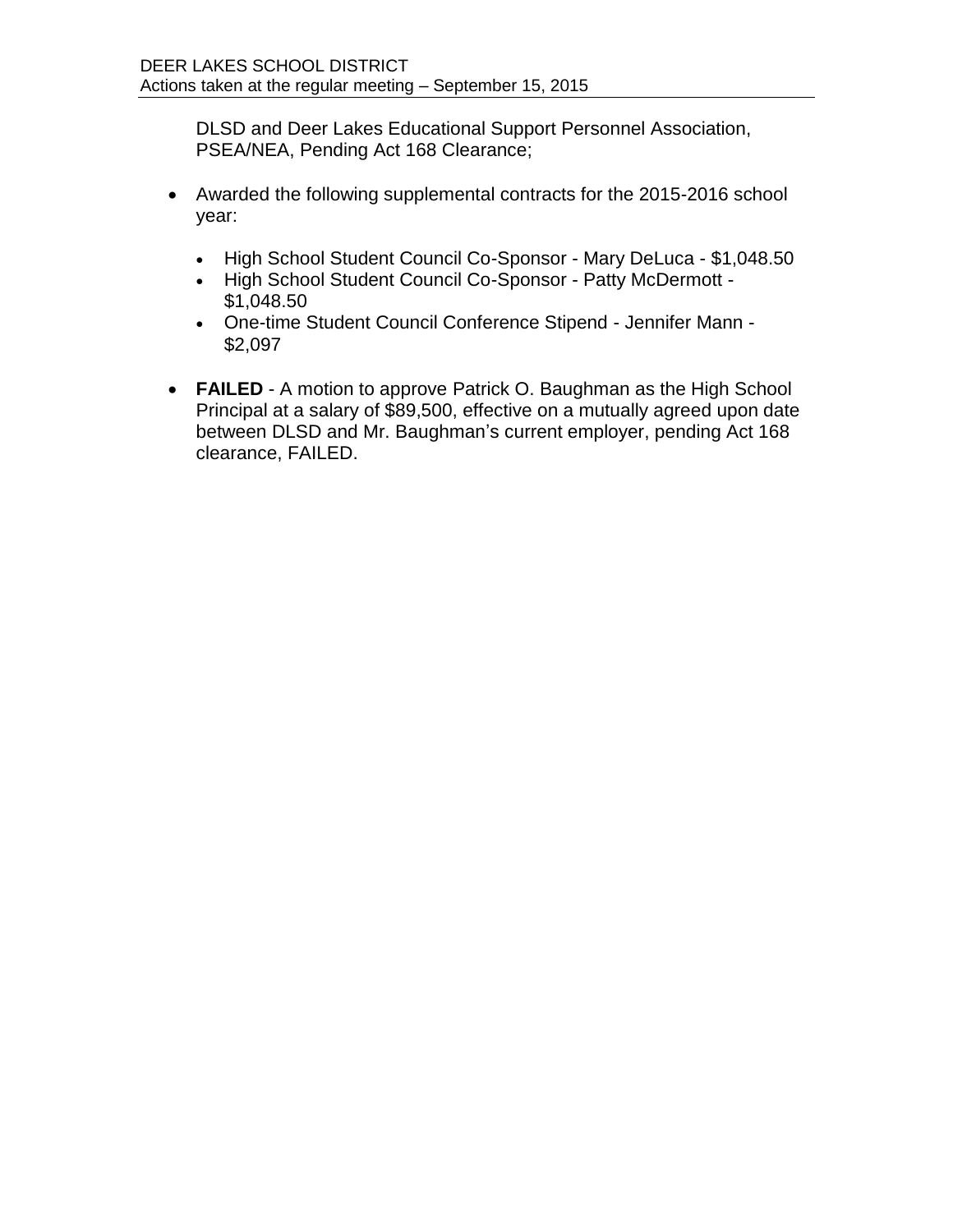DLSD and Deer Lakes Educational Support Personnel Association, PSEA/NEA, Pending Act 168 Clearance;

- Awarded the following supplemental contracts for the 2015-2016 school year:

  - High School Student Council Co-Sponsor - Mary DeLuca - $1,048.50
  - High School Student Council Co-Sponsor - Patty McDermott - $1,048.50
  - One-time Student Council Conference Stipend - Jennifer Mann - $2,097

- **FAILED** - A motion to approve Patrick O. Baughman as the High School Principal at a salary of $89,500, effective on a mutually agreed upon date between DLSD and Mr. Baughman's current employer, pending Act 168 clearance, FAILED.